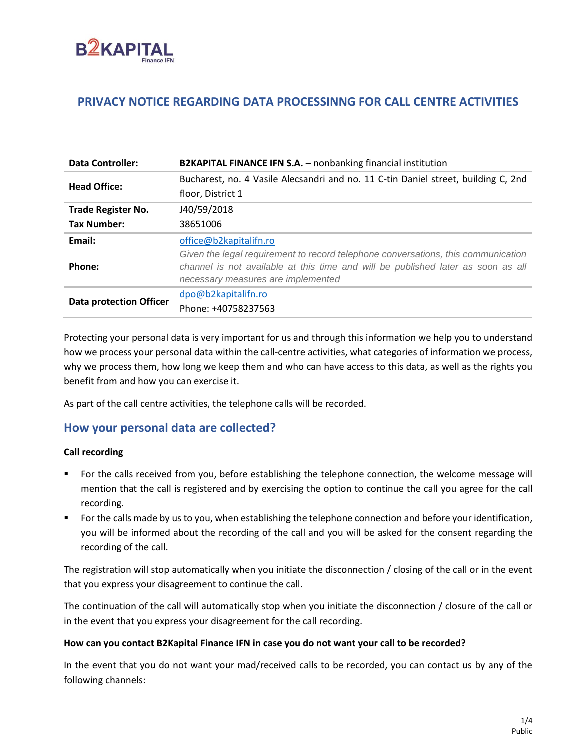B2KAPITAL Finance IFN

# PRIVACY NOTICE REGARDING DATA PROCESSINNG FOR CALL CENTRE ACTIVITIES

| | |
|---|---|
| **Data Controller:** | **B2KAPITAL FINANCE IFN S.A.** – nonbanking financial institution |
| **Head Office:** | Bucharest, no. 4 Vasile Alecsandri and no. 11 C-tin Daniel street, building C, 2nd floor, District 1 |
| **Trade Register No.** | J40/59/2018 |
| **Tax Number:** | 38651006 |
| **Email:** | office@b2kapitalifn.ro |
| **Phone:** | *Given the legal requirement to record telephone conversations, this communication channel is not available at this time and will be published later as soon as all necessary measures are implemented* |
| **Data protection Officer** | dpo@b2kapitalifn.ro<br>Phone: +40758237563 |

Protecting your personal data is very important for us and through this information we help you to understand how we process your personal data within the call-centre activities, what categories of information we process, why we process them, how long we keep them and who can have access to this data, as well as the rights you benefit from and how you can exercise it.

As part of the call centre activities, the telephone calls will be recorded.

## How your personal data are collected?

**Call recording**

- For the calls received from you, before establishing the telephone connection, the welcome message will mention that the call is registered and by exercising the option to continue the call you agree for the call recording.
- For the calls made by us to you, when establishing the telephone connection and before your identification, you will be informed about the recording of the call and you will be asked for the consent regarding the recording of the call.

The registration will stop automatically when you initiate the disconnection / closing of the call or in the event that you express your disagreement to continue the call.

The continuation of the call will automatically stop when you initiate the disconnection / closure of the call or in the event that you express your disagreement for the call recording.

**How can you contact B2Kapital Finance IFN in case you do not want your call to be recorded?**

In the event that you do not want your mad/received calls to be recorded, you can contact us by any of the following channels: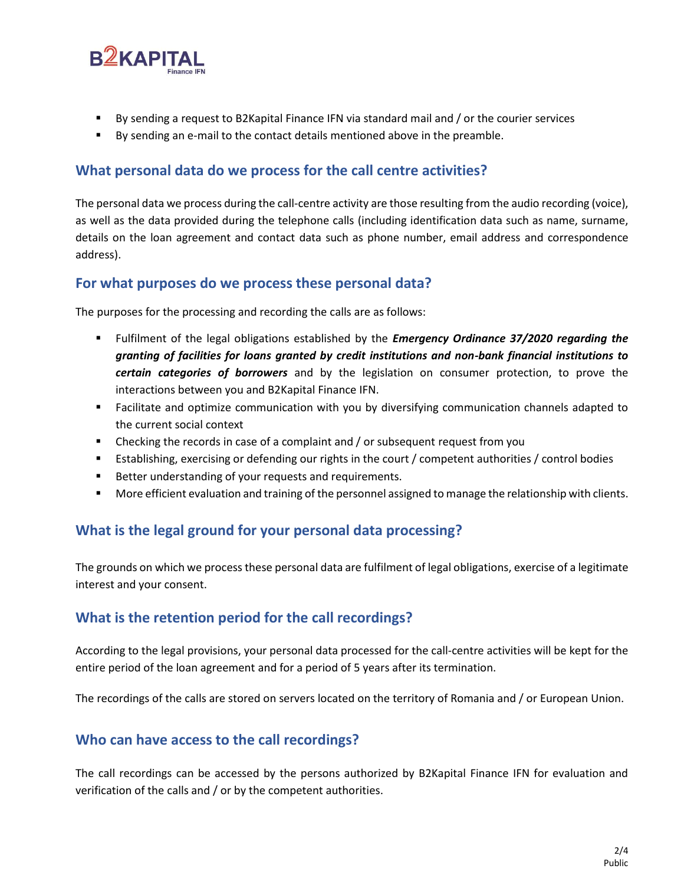- By sending a request to B2Kapital Finance IFN via standard mail and / or the courier services
- By sending an e-mail to the contact details mentioned above in the preamble.

## What personal data do we process for the call centre activities?

The personal data we process during the call-centre activity are those resulting from the audio recording (voice), as well as the data provided during the telephone calls (including identification data such as name, surname, details on the loan agreement and contact data such as phone number, email address and correspondence address).

## For what purposes do we process these personal data?

The purposes for the processing and recording the calls are as follows:

- Fulfilment of the legal obligations established by the ***Emergency Ordinance 37/2020 regarding the granting of facilities for loans granted by credit institutions and non-bank financial institutions to certain categories of borrowers*** and by the legislation on consumer protection, to prove the interactions between you and B2Kapital Finance IFN.
- Facilitate and optimize communication with you by diversifying communication channels adapted to the current social context
- Checking the records in case of a complaint and / or subsequent request from you
- Establishing, exercising or defending our rights in the court / competent authorities / control bodies
- Better understanding of your requests and requirements.
- More efficient evaluation and training of the personnel assigned to manage the relationship with clients.

## What is the legal ground for your personal data processing?

The grounds on which we process these personal data are fulfilment of legal obligations, exercise of a legitimate interest and your consent.

## What is the retention period for the call recordings?

According to the legal provisions, your personal data processed for the call-centre activities will be kept for the entire period of the loan agreement and for a period of 5 years after its termination.

The recordings of the calls are stored on servers located on the territory of Romania and / or European Union.

## Who can have access to the call recordings?

The call recordings can be accessed by the persons authorized by B2Kapital Finance IFN for evaluation and verification of the calls and / or by the competent authorities.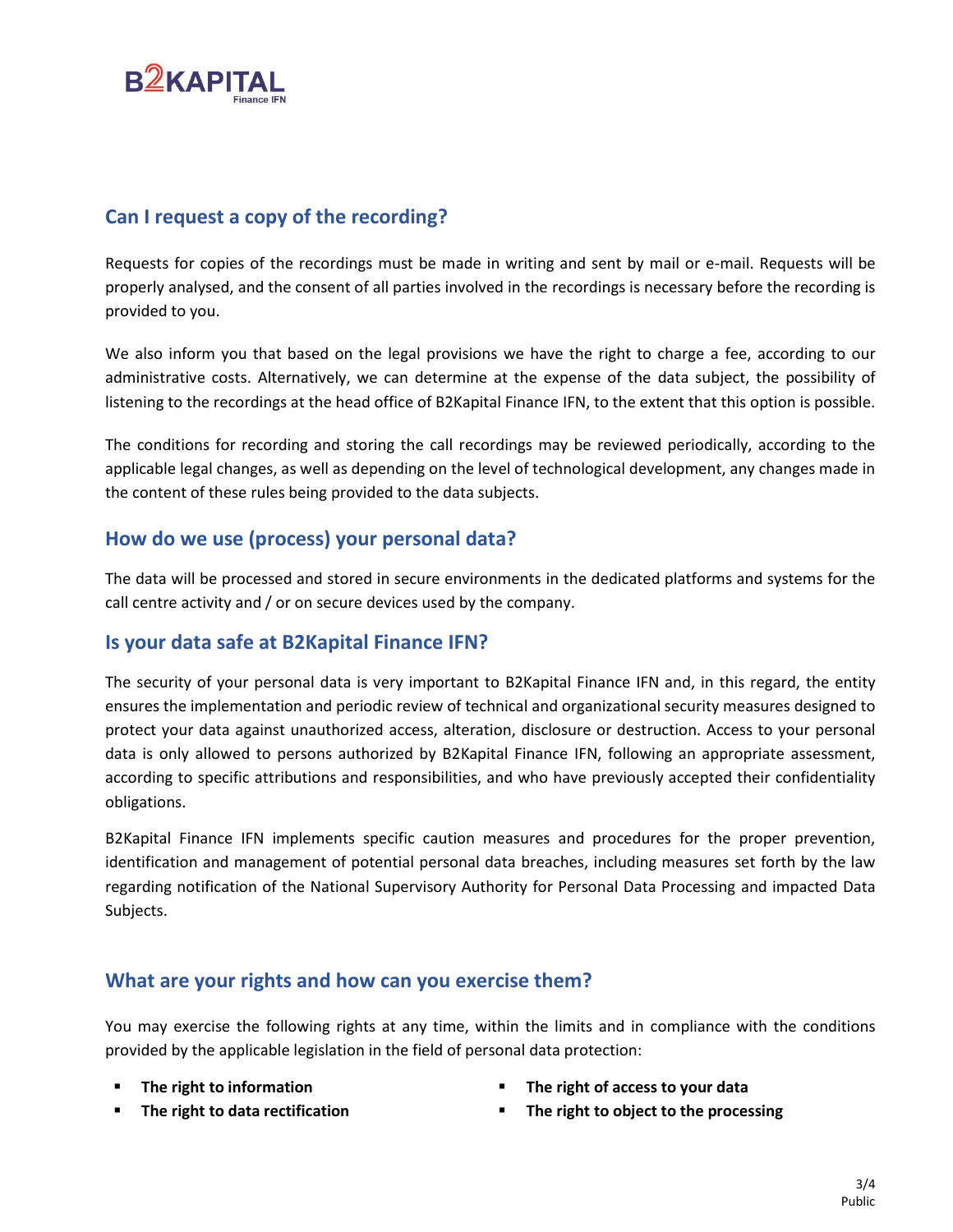## Can I request a copy of the recording?

Requests for copies of the recordings must be made in writing and sent by mail or e-mail. Requests will be properly analysed, and the consent of all parties involved in the recordings is necessary before the recording is provided to you.

We also inform you that based on the legal provisions we have the right to charge a fee, according to our administrative costs. Alternatively, we can determine at the expense of the data subject, the possibility of listening to the recordings at the head office of B2Kapital Finance IFN, to the extent that this option is possible.

The conditions for recording and storing the call recordings may be reviewed periodically, according to the applicable legal changes, as well as depending on the level of technological development, any changes made in the content of these rules being provided to the data subjects.

## How do we use (process) your personal data?

The data will be processed and stored in secure environments in the dedicated platforms and systems for the call centre activity and / or on secure devices used by the company.

## Is your data safe at B2Kapital Finance IFN?

The security of your personal data is very important to B2Kapital Finance IFN and, in this regard, the entity ensures the implementation and periodic review of technical and organizational security measures designed to protect your data against unauthorized access, alteration, disclosure or destruction. Access to your personal data is only allowed to persons authorized by B2Kapital Finance IFN, following an appropriate assessment, according to specific attributions and responsibilities, and who have previously accepted their confidentiality obligations.

B2Kapital Finance IFN implements specific caution measures and procedures for the proper prevention, identification and management of potential personal data breaches, including measures set forth by the law regarding notification of the National Supervisory Authority for Personal Data Processing and impacted Data Subjects.

## What are your rights and how can you exercise them?

You may exercise the following rights at any time, within the limits and in compliance with the conditions provided by the applicable legislation in the field of personal data protection:

- **The right to information**
- **The right to data rectification**
- **The right of access to your data**
- **The right to object to the processing**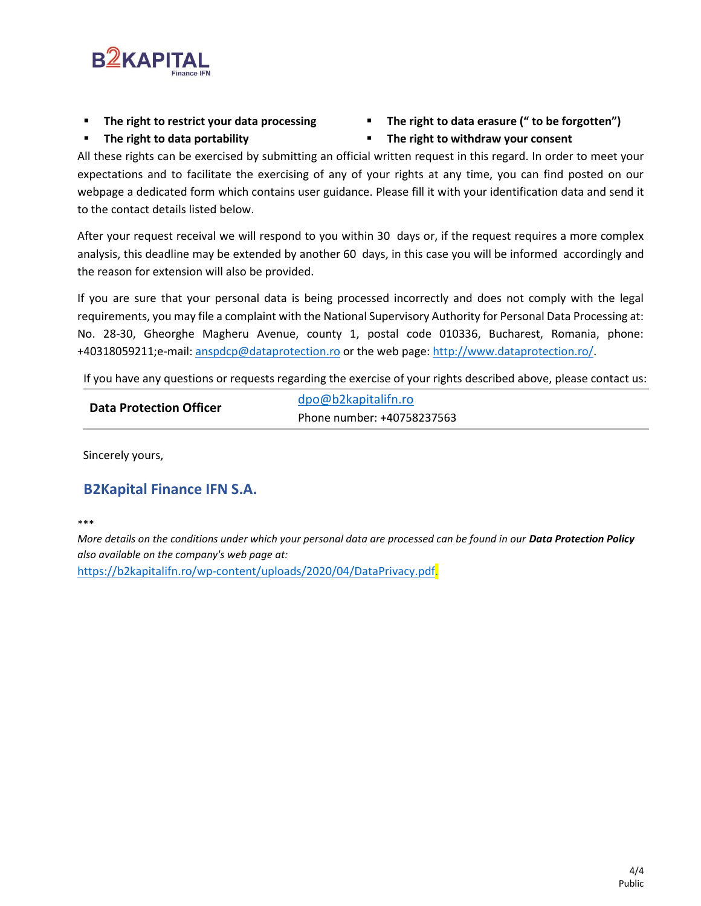- **The right to restrict your data processing**
- **The right to data portability**
- **The right to data erasure (" to be forgotten")**
- **The right to withdraw your consent**

All these rights can be exercised by submitting an official written request in this regard. In order to meet your expectations and to facilitate the exercising of any of your rights at any time, you can find posted on our webpage a dedicated form which contains user guidance. Please fill it with your identification data and send it to the contact details listed below.

After your request receival we will respond to you within 30 days or, if the request requires a more complex analysis, this deadline may be extended by another 60 days, in this case you will be informed accordingly and the reason for extension will also be provided.

If you are sure that your personal data is being processed incorrectly and does not comply with the legal requirements, you may file a complaint with the National Supervisory Authority for Personal Data Processing at: No. 28-30, Gheorghe Magheru Avenue, county 1, postal code 010336, Bucharest, Romania, phone: +40318059211;e-mail: anspdcp@dataprotection.ro or the web page: http://www.dataprotection.ro/.

If you have any questions or requests regarding the exercise of your rights described above, please contact us:

| | |
|---|---|
| **Data Protection Officer** | dpo@b2kapitalifn.ro<br>Phone number: +40758237563 |

Sincerely yours,

## B2Kapital Finance IFN S.A.

***

*More details on the conditions under which your personal data are processed can be found in our **Data Protection Policy** also available on the company's web page at:*
https://b2kapitalifn.ro/wp-content/uploads/2020/04/DataPrivacy.pdf.

Public